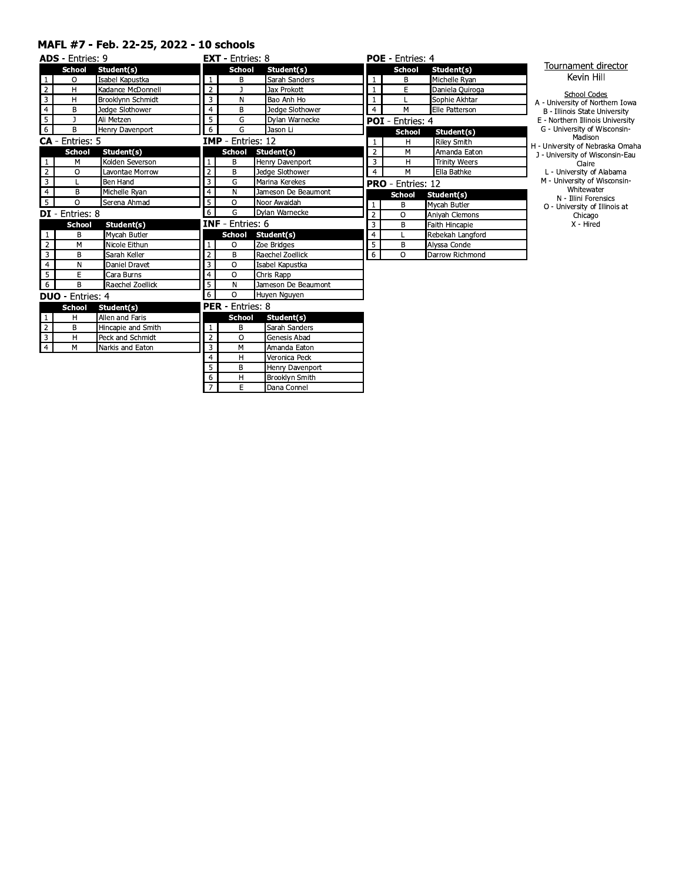# MAFL #7 - Feb. 22-25, 2022 - 10 schools

**ADS** - Entries: 9

| | School | Student(s) |
|---|---|---|
| 1 | O | Isabel Kapustka |
| 2 | H | Kadance McDonnell |
| 3 | H | Brooklynn Schmidt |
| 4 | B | Jedge Slothower |
| 5 | J | Ali Metzen |
| 6 | B | Henry Davenport |

**CA** - Entries: 5

| | School | Student(s) |
|---|---|---|
| 1 | M | Kolden Severson |
| 2 | O | Lavontae Morrow |
| 3 | L | Ben Hand |
| 4 | B | Michelle Ryan |
| 5 | O | Serena Ahmad |

**DI** - Entries: 8

| | School | Student(s) |
|---|---|---|
| 1 | B | Mycah Butler |
| 2 | M | Nicole Eithun |
| 3 | B | Sarah Keller |
| 4 | N | Daniel Dravet |
| 5 | E | Cara Burns |
| 6 | B | Raechel Zoellick |

**DUO** - Entries: 4

| | School | Student(s) |
|---|---|---|
| 1 | H | Allen and Faris |
| 2 | B | Hincapie and Smith |
| 3 | H | Peck and Schmidt |
| 4 | M | Narkis and Eaton |

**EXT** - Entries: 8

| | School | Student(s) |
|---|---|---|
| 1 | B | Sarah Sanders |
| 2 | J | Jax Prokott |
| 3 | N | Bao Anh Ho |
| 4 | B | Jedge Slothower |
| 5 | G | Dylan Warnecke |
| 6 | G | Jason Li |

**IMP** - Entries: 12

| | School | Student(s) |
|---|---|---|
| 1 | B | Henry Davenport |
| 2 | B | Jedge Slothower |
| 3 | G | Marina Kerekes |
| 4 | N | Jameson De Beaumont |
| 5 | O | Noor Awaidah |
| 6 | G | Dylan Warnecke |

**INF** - Entries: 6

| | School | Student(s) |
|---|---|---|
| 1 | O | Zoe Bridges |
| 2 | B | Raechel Zoellick |
| 3 | O | Isabel Kapustka |
| 4 | O | Chris Rapp |
| 5 | N | Jameson De Beaumont |
| 6 | O | Huyen Nguyen |

**PER** - Entries: 8

| | School | Student(s) |
|---|---|---|
| 1 | B | Sarah Sanders |
| 2 | O | Genesis Abad |
| 3 | M | Amanda Eaton |
| 4 | H | Veronica Peck |
| 5 | B | Henry Davenport |
| 6 | H | Brooklyn Smith |
| 7 | E | Dana Connel |

**POE** - Entries: 4

| | School | Student(s) |
|---|---|---|
| 1 | B | Michelle Ryan |
| 1 | E | Daniela Quiroga |
| 1 | L | Sophie Akhtar |
| 4 | M | Elle Patterson |

**POI** - Entries: 4

| | School | Student(s) |
|---|---|---|
| 1 | H | Riley Smith |
| 2 | M | Amanda Eaton |
| 3 | H | Trinity Weers |
| 4 | M | Ella Bathke |

**PRO** - Entries: 12

| | School | Student(s) |
|---|---|---|
| 1 | B | Mycah Butler |
| 2 | O | Aniyah Clemons |
| 3 | B | Faith Hincapie |
| 4 | L | Rebekah Langford |
| 5 | B | Alyssa Conde |
| 6 | O | Darrow Richmond |

Tournament director

Kevin Hill

School Codes

A - University of Northern Iowa
B - Illinois State University
E - Northern Illinois University
G - University of Wisconsin-Madison
H - University of Nebraska Omaha
J - University of Wisconsin-Eau Claire
L - University of Alabama
M - University of Wisconsin-Whitewater
N - Illini Forensics
O - University of Illinois at Chicago
X - Hired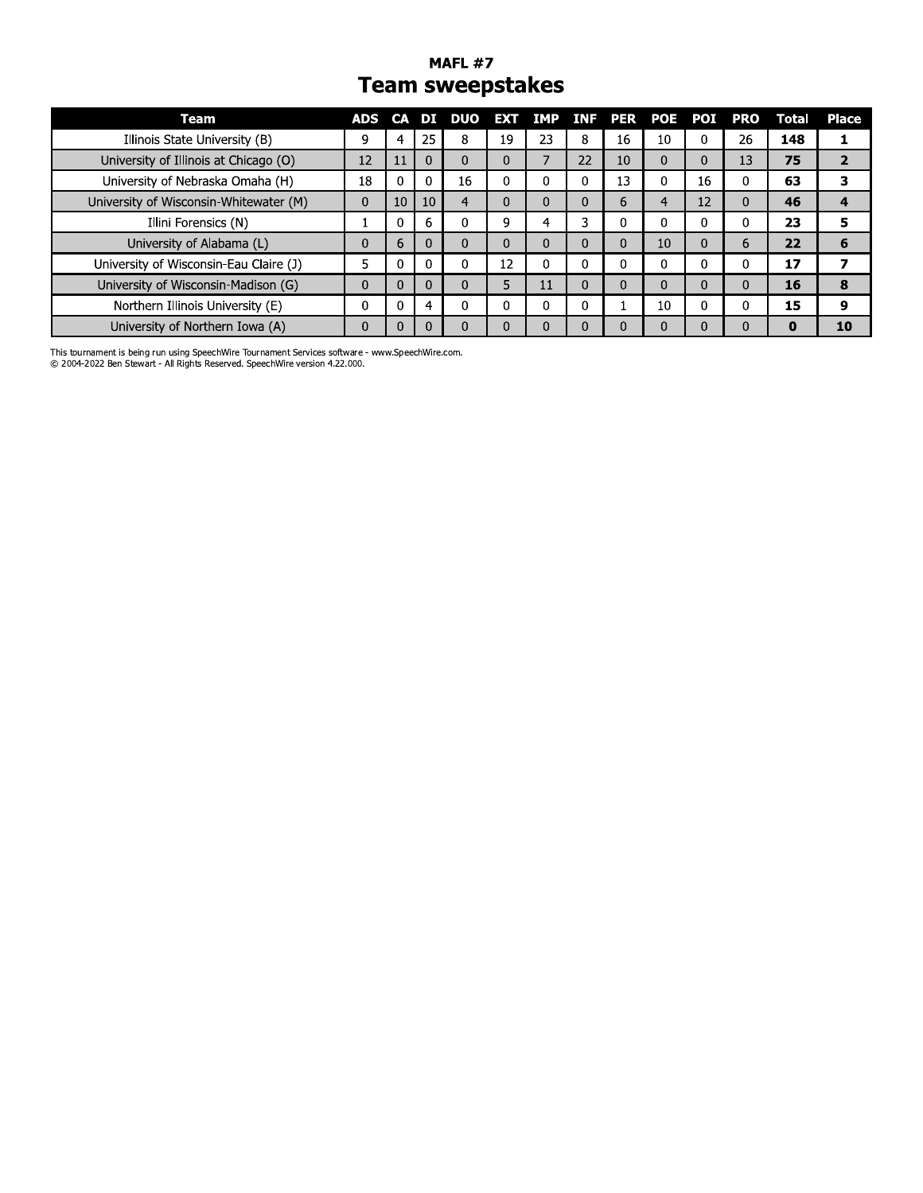## MAFL #7

# Team sweepstakes

| Team | ADS | CA | DI | DUO | EXT | IMP | INF | PER | POE | POI | PRO | Total | Place |
|---|---|---|---|---|---|---|---|---|---|---|---|---|---|
| Illinois State University (B) | 9 | 4 | 25 | 8 | 19 | 23 | 8 | 16 | 10 | 0 | 26 | **148** | **1** |
| University of Illinois at Chicago (O) | 12 | 11 | 0 | 0 | 0 | 7 | 22 | 10 | 0 | 0 | 13 | **75** | **2** |
| University of Nebraska Omaha (H) | 18 | 0 | 0 | 16 | 0 | 0 | 0 | 13 | 0 | 16 | 0 | **63** | **3** |
| University of Wisconsin-Whitewater (M) | 0 | 10 | 10 | 4 | 0 | 0 | 0 | 6 | 4 | 12 | 0 | **46** | **4** |
| Illini Forensics (N) | 1 | 0 | 6 | 0 | 9 | 4 | 3 | 0 | 0 | 0 | 0 | **23** | **5** |
| University of Alabama (L) | 0 | 6 | 0 | 0 | 0 | 0 | 0 | 0 | 10 | 0 | 6 | **22** | **6** |
| University of Wisconsin-Eau Claire (J) | 5 | 0 | 0 | 0 | 12 | 0 | 0 | 0 | 0 | 0 | 0 | **17** | **7** |
| University of Wisconsin-Madison (G) | 0 | 0 | 0 | 0 | 5 | 11 | 0 | 0 | 0 | 0 | 0 | **16** | **8** |
| Northern Illinois University (E) | 0 | 0 | 4 | 0 | 0 | 0 | 0 | 1 | 10 | 0 | 0 | **15** | **9** |
| University of Northern Iowa (A) | 0 | 0 | 0 | 0 | 0 | 0 | 0 | 0 | 0 | 0 | 0 | **0** | **10** |

This tournament is being run using SpeechWire Tournament Services software - www.SpeechWire.com.
© 2004-2022 Ben Stewart - All Rights Reserved. SpeechWire version 4.22.000.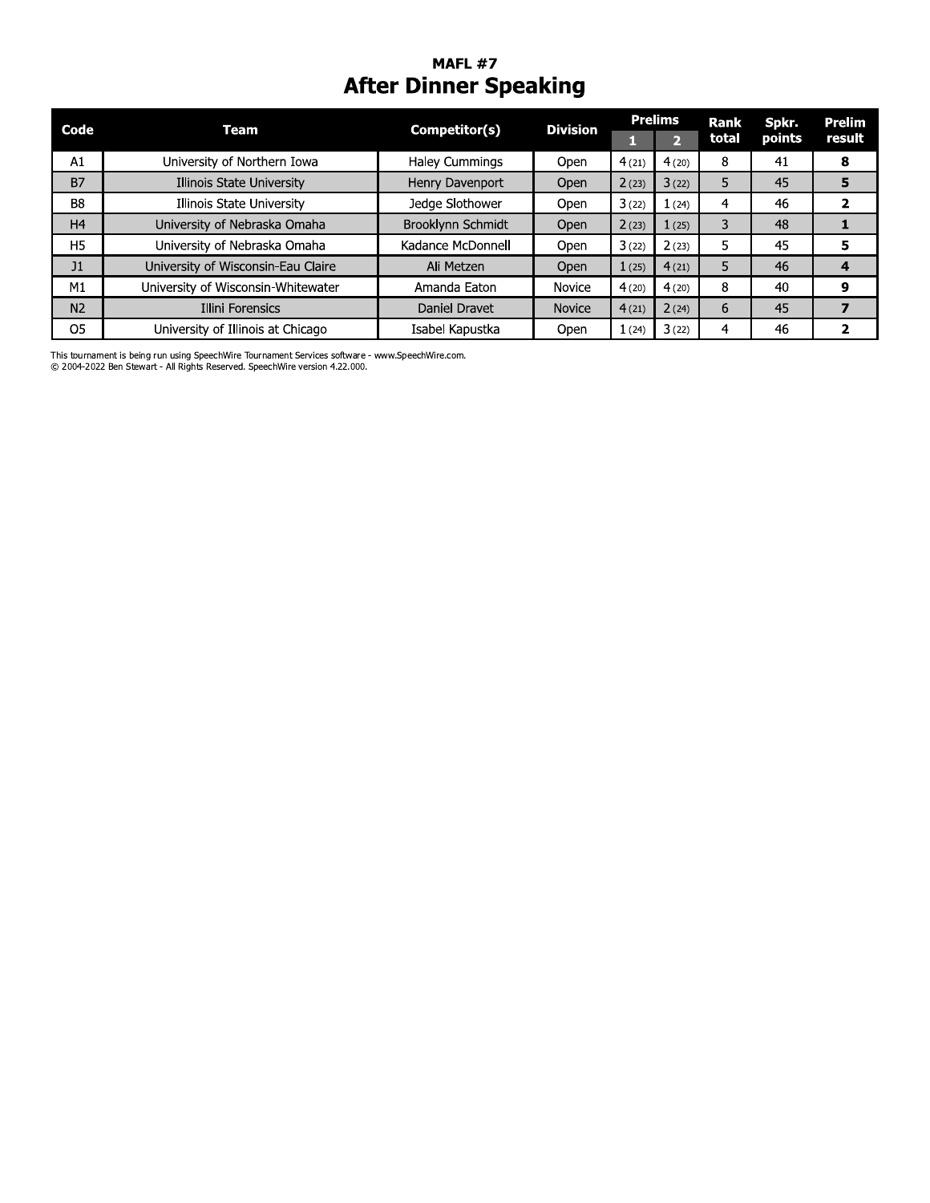**MAFL #7**

# After Dinner Speaking

| Code | Team | Competitor(s) | Division | Prelims | | Rank total | Spkr. points | Prelim result |
|---|---|---|---|---|---|---|---|---|
| | | | | 1 | 2 | | | |
| A1 | University of Northern Iowa | Haley Cummings | Open | 4 (21) | 4 (20) | 8 | 41 | **8** |
| B7 | Illinois State University | Henry Davenport | Open | 2 (23) | 3 (22) | 5 | 45 | **5** |
| B8 | Illinois State University | Jedge Slothower | Open | 3 (22) | 1 (24) | 4 | 46 | **2** |
| H4 | University of Nebraska Omaha | Brooklynn Schmidt | Open | 2 (23) | 1 (25) | 3 | 48 | **1** |
| H5 | University of Nebraska Omaha | Kadance McDonnell | Open | 3 (22) | 2 (23) | 5 | 45 | **5** |
| J1 | University of Wisconsin-Eau Claire | Ali Metzen | Open | 1 (25) | 4 (21) | 5 | 46 | **4** |
| M1 | University of Wisconsin-Whitewater | Amanda Eaton | Novice | 4 (20) | 4 (20) | 8 | 40 | **9** |
| N2 | Illini Forensics | Daniel Dravet | Novice | 4 (21) | 2 (24) | 6 | 45 | **7** |
| O5 | University of Illinois at Chicago | Isabel Kapustka | Open | 1 (24) | 3 (22) | 4 | 46 | **2** |

This tournament is being run using SpeechWire Tournament Services software - www.SpeechWire.com.
© 2004-2022 Ben Stewart - All Rights Reserved. SpeechWire version 4.22.000.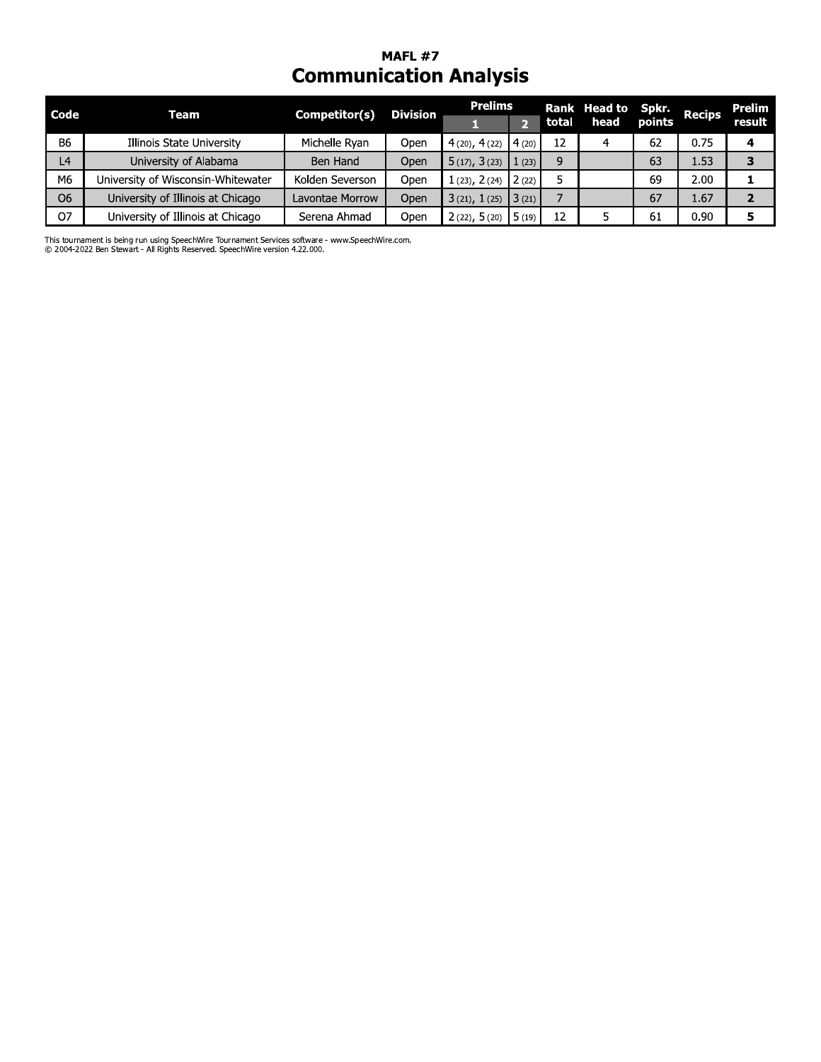**MAFL #7**

# Communication Analysis

| Code | Team | Competitor(s) | Division | Prelims | | Rank total | Head to head | Spkr. points | Recips | Prelim result |
|---|---|---|---|---|---|---|---|---|---|---|
| | | | | 1 | 2 | | | | | |
| B6 | Illinois State University | Michelle Ryan | Open | 4 (20), 4 (22) | 4 (20) | 12 | 4 | 62 | 0.75 | **4** |
| L4 | University of Alabama | Ben Hand | Open | 5 (17), 3 (23) | 1 (23) | 9 | | 63 | 1.53 | **3** |
| M6 | University of Wisconsin-Whitewater | Kolden Severson | Open | 1 (23), 2 (24) | 2 (22) | 5 | | 69 | 2.00 | **1** |
| O6 | University of Illinois at Chicago | Lavontae Morrow | Open | 3 (21), 1 (25) | 3 (21) | 7 | | 67 | 1.67 | **2** |
| O7 | University of Illinois at Chicago | Serena Ahmad | Open | 2 (22), 5 (20) | 5 (19) | 12 | 5 | 61 | 0.90 | **5** |

This tournament is being run using SpeechWire Tournament Services software - www.SpeechWire.com.
© 2004-2022 Ben Stewart - All Rights Reserved. SpeechWire version 4.22.000.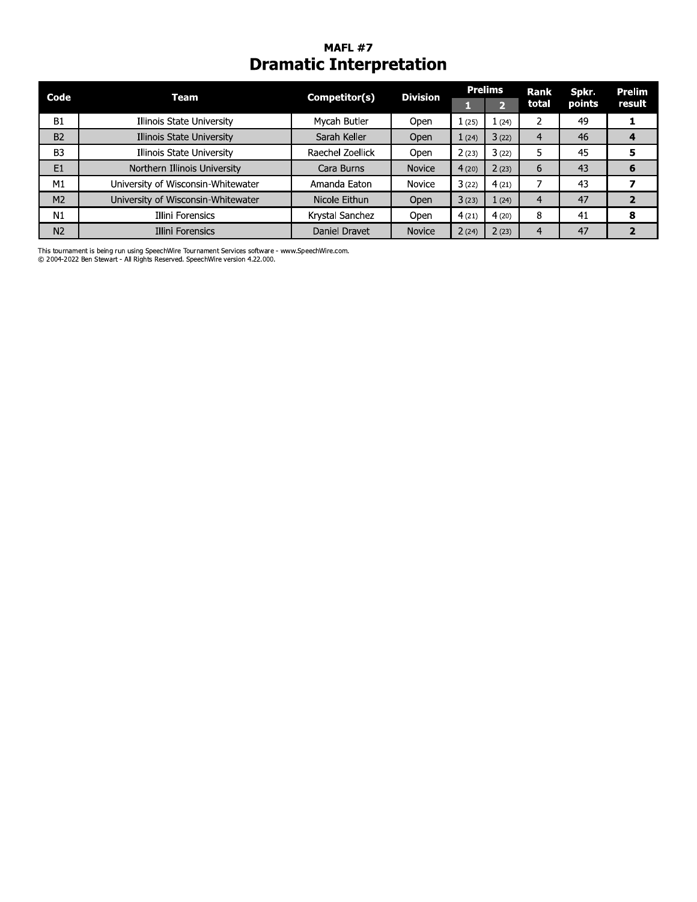## MAFL #7

# Dramatic Interpretation

| Code | Team | Competitor(s) | Division | Prelims | | Rank total | Spkr. points | Prelim result |
|---|---|---|---|---|---|---|---|---|
| | | | | 1 | 2 | | | |
| B1 | Illinois State University | Mycah Butler | Open | 1 (25) | 1 (24) | 2 | 49 | **1** |
| B2 | Illinois State University | Sarah Keller | Open | 1 (24) | 3 (22) | 4 | 46 | **4** |
| B3 | Illinois State University | Raechel Zoellick | Open | 2 (23) | 3 (22) | 5 | 45 | **5** |
| E1 | Northern Illinois University | Cara Burns | Novice | 4 (20) | 2 (23) | 6 | 43 | **6** |
| M1 | University of Wisconsin-Whitewater | Amanda Eaton | Novice | 3 (22) | 4 (21) | 7 | 43 | **7** |
| M2 | University of Wisconsin-Whitewater | Nicole Eithun | Open | 3 (23) | 1 (24) | 4 | 47 | **2** |
| N1 | Illini Forensics | Krystal Sanchez | Open | 4 (21) | 4 (20) | 8 | 41 | **8** |
| N2 | Illini Forensics | Daniel Dravet | Novice | 2 (24) | 2 (23) | 4 | 47 | **2** |

This tournament is being run using SpeechWire Tournament Services software - www.SpeechWire.com.
© 2004-2022 Ben Stewart - All Rights Reserved. SpeechWire version 4.22.000.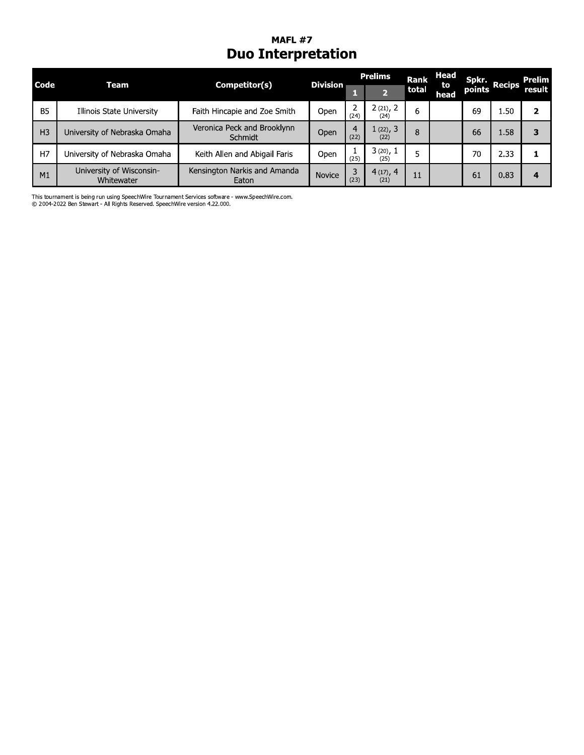## MAFL #7

# Duo Interpretation

| Code | Team | Competitor(s) | Division | Prelims | | Rank total | Head to head | Spkr. points | Recips | Prelim result |
|---|---|---|---|---|---|---|---|---|---|---|
| | | | | 1 | 2 | | | | | |
| B5 | Illinois State University | Faith Hincapie and Zoe Smith | Open | 2 (24) | 2 (21), 2 (24) | 6 | | 69 | 1.50 | **2** |
| H3 | University of Nebraska Omaha | Veronica Peck and Brooklynn Schmidt | Open | 4 (22) | 1 (22), 3 (22) | 8 | | 66 | 1.58 | **3** |
| H7 | University of Nebraska Omaha | Keith Allen and Abigail Faris | Open | 1 (25) | 3 (20), 1 (25) | 5 | | 70 | 2.33 | **1** |
| M1 | University of Wisconsin-Whitewater | Kensington Narkis and Amanda Eaton | Novice | 3 (23) | 4 (17), 4 (21) | 11 | | 61 | 0.83 | **4** |

This tournament is being run using SpeechWire Tournament Services software - www.SpeechWire.com.
© 2004-2022 Ben Stewart - All Rights Reserved. SpeechWire version 4.22.000.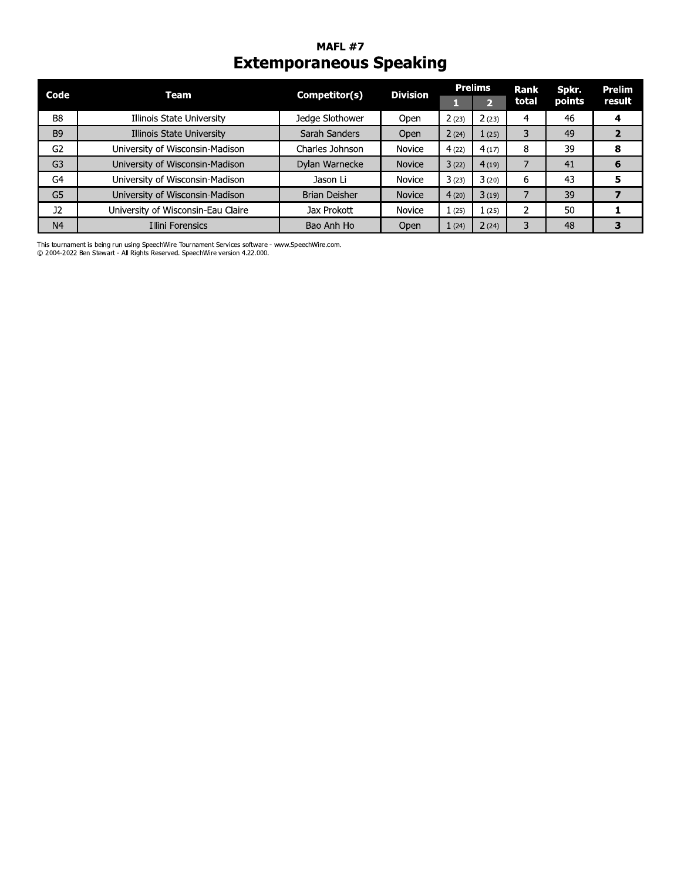## MAFL #7

# Extemporaneous Speaking

| Code | Team | Competitor(s) | Division | Prelims | | Rank total | Spkr. points | Prelim result |
|---|---|---|---|---|---|---|---|---|
| | | | | 1 | 2 | | | |
| B8 | Illinois State University | Jedge Slothower | Open | 2 (23) | 2 (23) | 4 | 46 | **4** |
| B9 | Illinois State University | Sarah Sanders | Open | 2 (24) | 1 (25) | 3 | 49 | **2** |
| G2 | University of Wisconsin-Madison | Charles Johnson | Novice | 4 (22) | 4 (17) | 8 | 39 | **8** |
| G3 | University of Wisconsin-Madison | Dylan Warnecke | Novice | 3 (22) | 4 (19) | 7 | 41 | **6** |
| G4 | University of Wisconsin-Madison | Jason Li | Novice | 3 (23) | 3 (20) | 6 | 43 | **5** |
| G5 | University of Wisconsin-Madison | Brian Deisher | Novice | 4 (20) | 3 (19) | 7 | 39 | **7** |
| J2 | University of Wisconsin-Eau Claire | Jax Prokott | Novice | 1 (25) | 1 (25) | 2 | 50 | **1** |
| N4 | Illini Forensics | Bao Anh Ho | Open | 1 (24) | 2 (24) | 3 | 48 | **3** |

This tournament is being run using SpeechWire Tournament Services software - www.SpeechWire.com.
© 2004-2022 Ben Stewart - All Rights Reserved. SpeechWire version 4.22.000.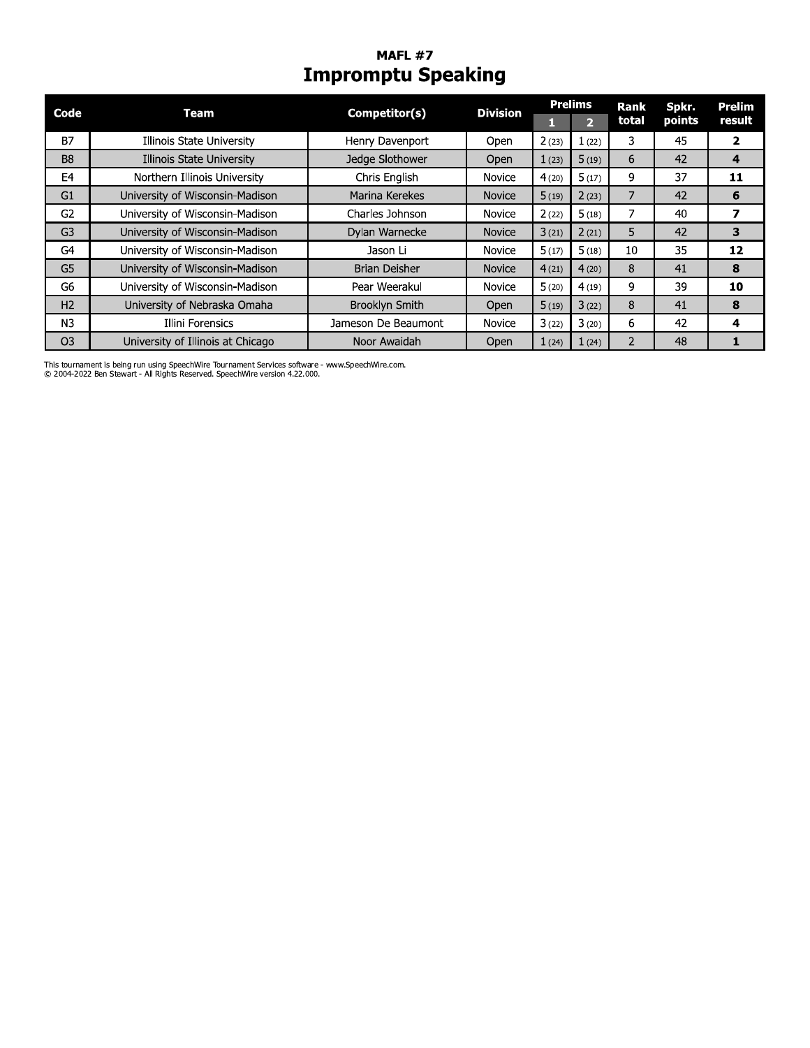## MAFL #7

# Impromptu Speaking

| Code | Team | Competitor(s) | Division | Prelims | | Rank total | Spkr. points | Prelim result |
|---|---|---|---|---|---|---|---|---|
| | | | | 1 | 2 | | | |
| B7 | Illinois State University | Henry Davenport | Open | 2 (23) | 1 (22) | 3 | 45 | **2** |
| B8 | Illinois State University | Jedge Slothower | Open | 1 (23) | 5 (19) | 6 | 42 | **4** |
| E4 | Northern Illinois University | Chris English | Novice | 4 (20) | 5 (17) | 9 | 37 | **11** |
| G1 | University of Wisconsin-Madison | Marina Kerekes | Novice | 5 (19) | 2 (23) | 7 | 42 | **6** |
| G2 | University of Wisconsin-Madison | Charles Johnson | Novice | 2 (22) | 5 (18) | 7 | 40 | **7** |
| G3 | University of Wisconsin-Madison | Dylan Warnecke | Novice | 3 (21) | 2 (21) | 5 | 42 | **3** |
| G4 | University of Wisconsin-Madison | Jason Li | Novice | 5 (17) | 5 (18) | 10 | 35 | **12** |
| G5 | University of Wisconsin-Madison | Brian Deisher | Novice | 4 (21) | 4 (20) | 8 | 41 | **8** |
| G6 | University of Wisconsin-Madison | Pear Weerakul | Novice | 5 (20) | 4 (19) | 9 | 39 | **10** |
| H2 | University of Nebraska Omaha | Brooklyn Smith | Open | 5 (19) | 3 (22) | 8 | 41 | **8** |
| N3 | Illini Forensics | Jameson De Beaumont | Novice | 3 (22) | 3 (20) | 6 | 42 | **4** |
| O3 | University of Illinois at Chicago | Noor Awaidah | Open | 1 (24) | 1 (24) | 2 | 48 | **1** |

This tournament is being run using SpeechWire Tournament Services software - www.SpeechWire.com.
© 2004-2022 Ben Stewart - All Rights Reserved. SpeechWire version 4.22.000.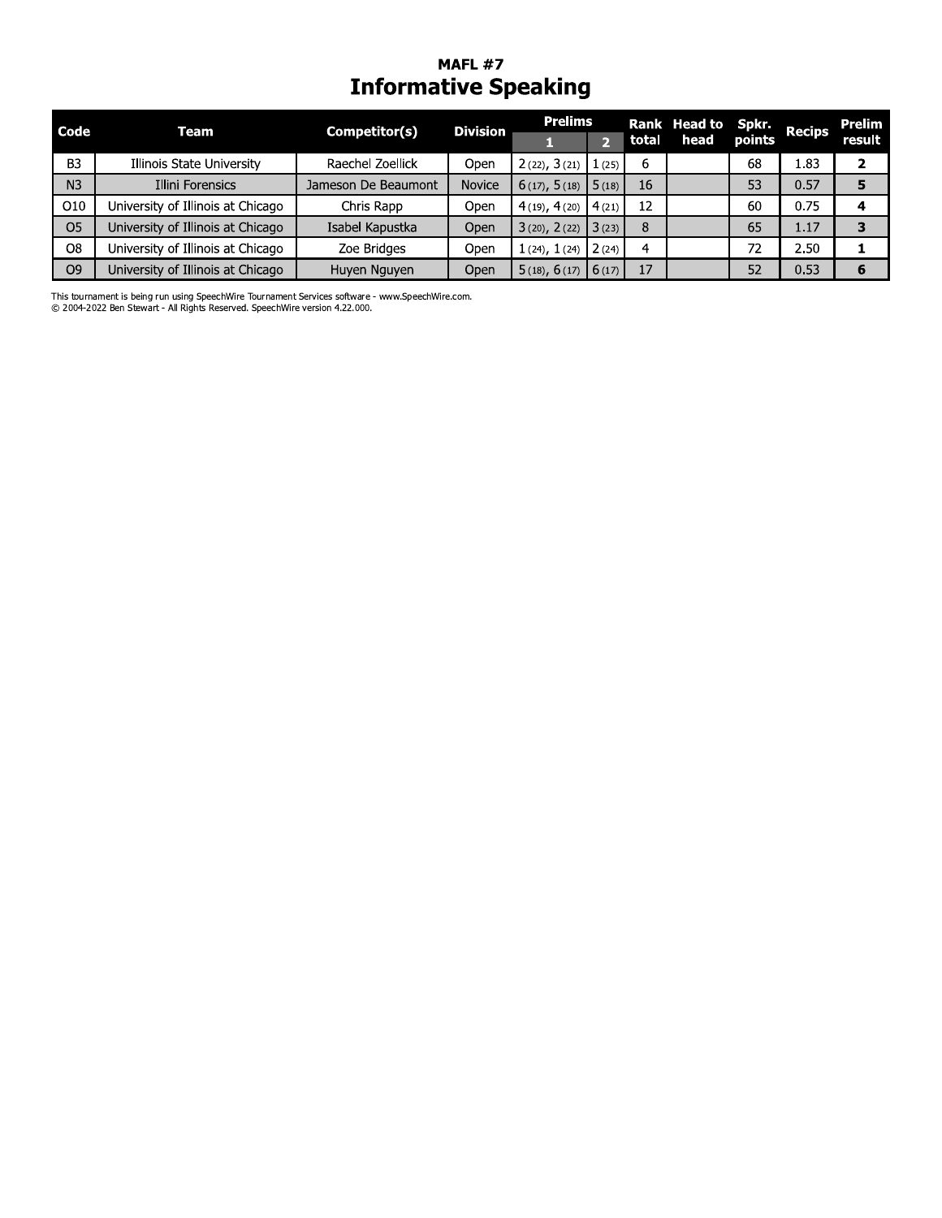## MAFL #7

# Informative Speaking

| Code | Team | Competitor(s) | Division | Prelims | | Rank total | Head to head | Spkr. points | Recips | Prelim result |
|---|---|---|---|---|---|---|---|---|---|---|
| | | | | 1 | 2 | | | | | |
| B3 | Illinois State University | Raechel Zoellick | Open | 2 (22), 3 (21) | 1 (25) | 6 | | 68 | 1.83 | **2** |
| N3 | Illini Forensics | Jameson De Beaumont | Novice | 6 (17), 5 (18) | 5 (18) | 16 | | 53 | 0.57 | **5** |
| O10 | University of Illinois at Chicago | Chris Rapp | Open | 4 (19), 4 (20) | 4 (21) | 12 | | 60 | 0.75 | **4** |
| O5 | University of Illinois at Chicago | Isabel Kapustka | Open | 3 (20), 2 (22) | 3 (23) | 8 | | 65 | 1.17 | **3** |
| O8 | University of Illinois at Chicago | Zoe Bridges | Open | 1 (24), 1 (24) | 2 (24) | 4 | | 72 | 2.50 | **1** |
| O9 | University of Illinois at Chicago | Huyen Nguyen | Open | 5 (18), 6 (17) | 6 (17) | 17 | | 52 | 0.53 | **6** |

This tournament is being run using SpeechWire Tournament Services software - www.SpeechWire.com.
© 2004-2022 Ben Stewart - All Rights Reserved. SpeechWire version 4.22.000.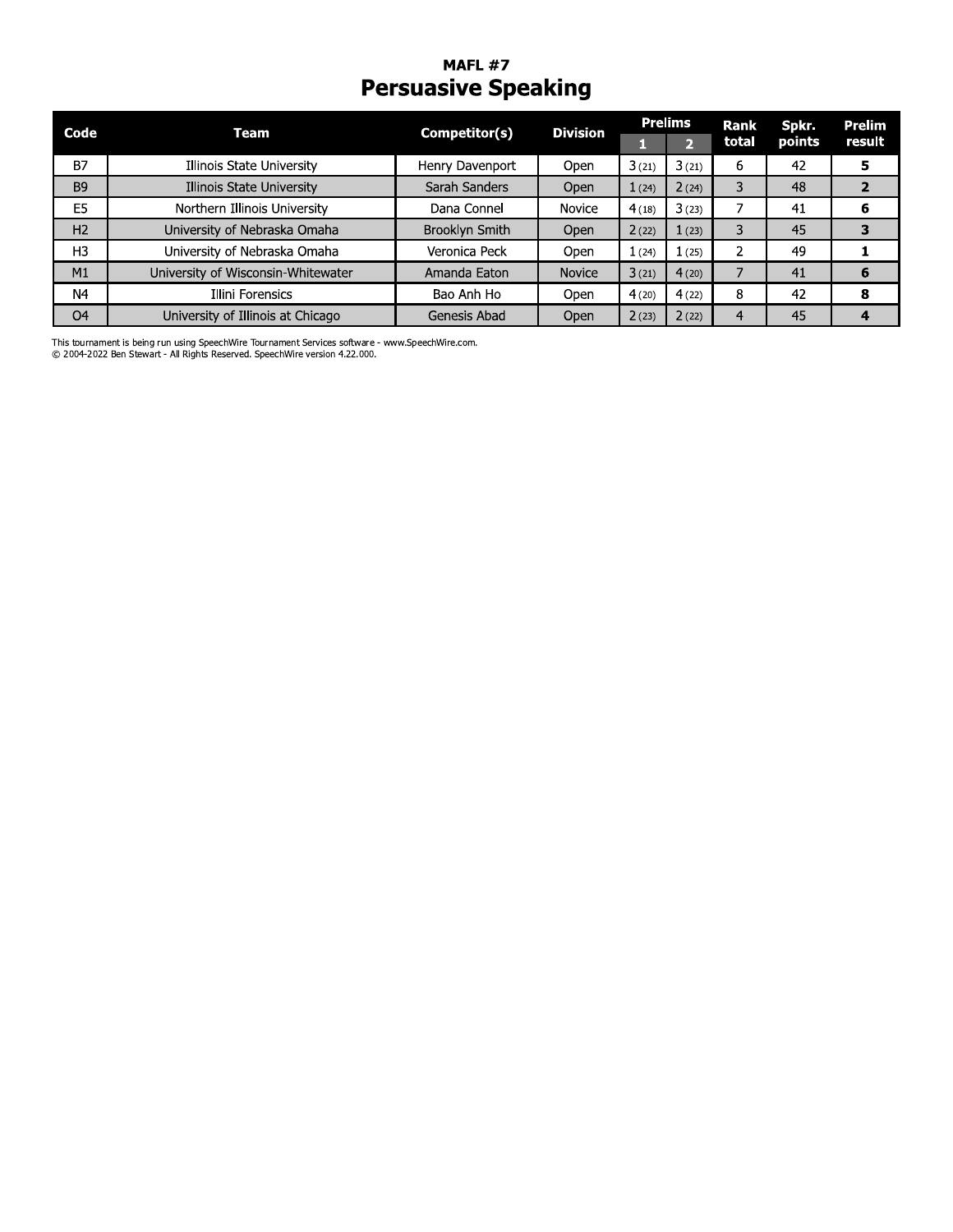## MAFL #7

# Persuasive Speaking

| Code | Team | Competitor(s) | Division | Prelims | | Rank total | Spkr. points | Prelim result |
|---|---|---|---|---|---|---|---|---|
| | | | | 1 | 2 | | | |
| B7 | Illinois State University | Henry Davenport | Open | 3 (21) | 3 (21) | 6 | 42 | **5** |
| B9 | Illinois State University | Sarah Sanders | Open | 1 (24) | 2 (24) | 3 | 48 | **2** |
| E5 | Northern Illinois University | Dana Connel | Novice | 4 (18) | 3 (23) | 7 | 41 | **6** |
| H2 | University of Nebraska Omaha | Brooklyn Smith | Open | 2 (22) | 1 (23) | 3 | 45 | **3** |
| H3 | University of Nebraska Omaha | Veronica Peck | Open | 1 (24) | 1 (25) | 2 | 49 | **1** |
| M1 | University of Wisconsin-Whitewater | Amanda Eaton | Novice | 3 (21) | 4 (20) | 7 | 41 | **6** |
| N4 | Illini Forensics | Bao Anh Ho | Open | 4 (20) | 4 (22) | 8 | 42 | **8** |
| O4 | University of Illinois at Chicago | Genesis Abad | Open | 2 (23) | 2 (22) | 4 | 45 | **4** |

This tournament is being run using SpeechWire Tournament Services software - www.SpeechWire.com.
© 2004-2022 Ben Stewart - All Rights Reserved. SpeechWire version 4.22.000.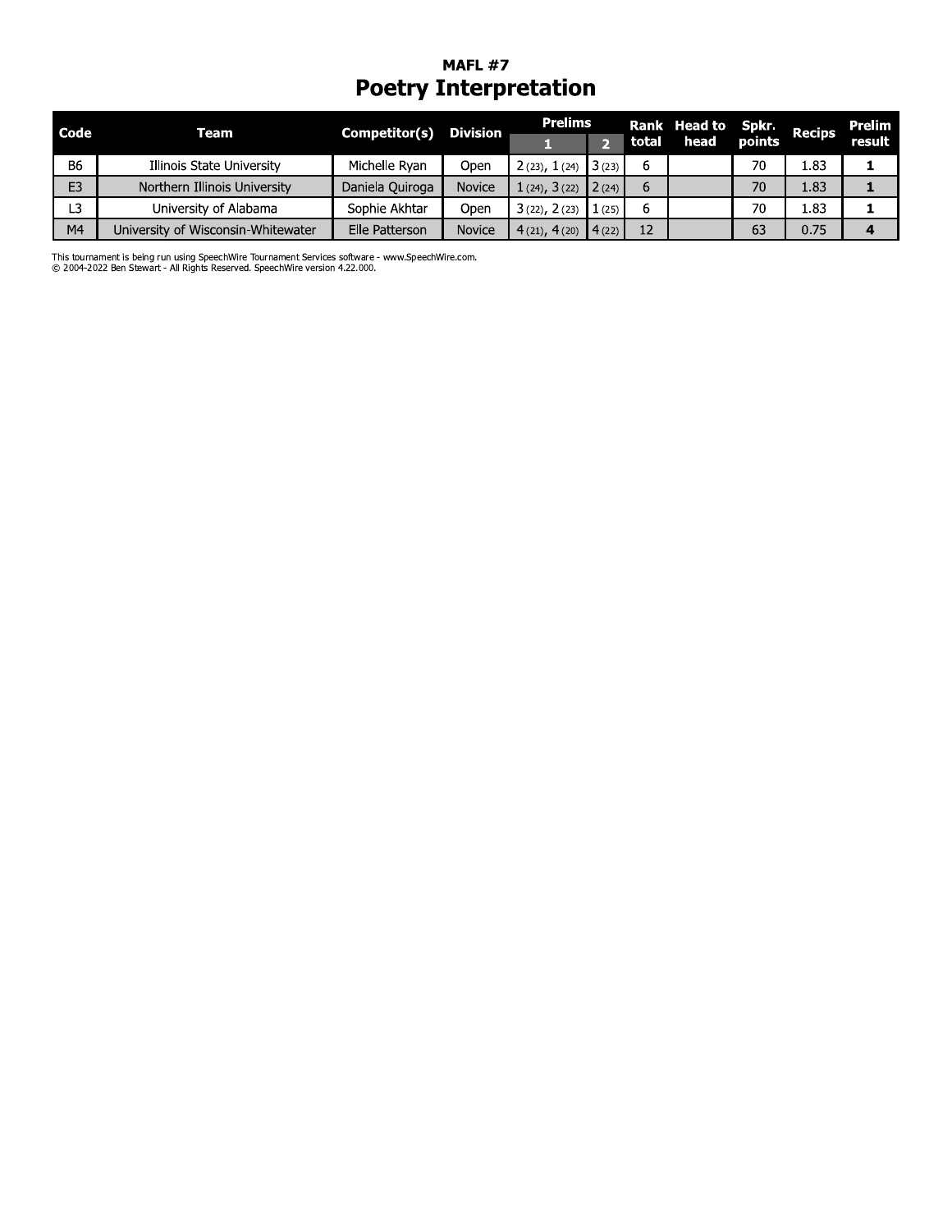## MAFL #7

# Poetry Interpretation

| Code | Team | Competitor(s) | Division | Prelims | | Rank total | Head to head | Spkr. points | Recips | Prelim result |
|---|---|---|---|---|---|---|---|---|---|---|
| | | | | 1 | 2 | | | | | |
| B6 | Illinois State University | Michelle Ryan | Open | 2 (23), 1 (24) | 3 (23) | 6 | | 70 | 1.83 | **1** |
| E3 | Northern Illinois University | Daniela Quiroga | Novice | 1 (24), 3 (22) | 2 (24) | 6 | | 70 | 1.83 | **1** |
| L3 | University of Alabama | Sophie Akhtar | Open | 3 (22), 2 (23) | 1 (25) | 6 | | 70 | 1.83 | **1** |
| M4 | University of Wisconsin-Whitewater | Elle Patterson | Novice | 4 (21), 4 (20) | 4 (22) | 12 | | 63 | 0.75 | **4** |

This tournament is being run using SpeechWire Tournament Services software - www.SpeechWire.com.
© 2004-2022 Ben Stewart - All Rights Reserved. SpeechWire version 4.22.000.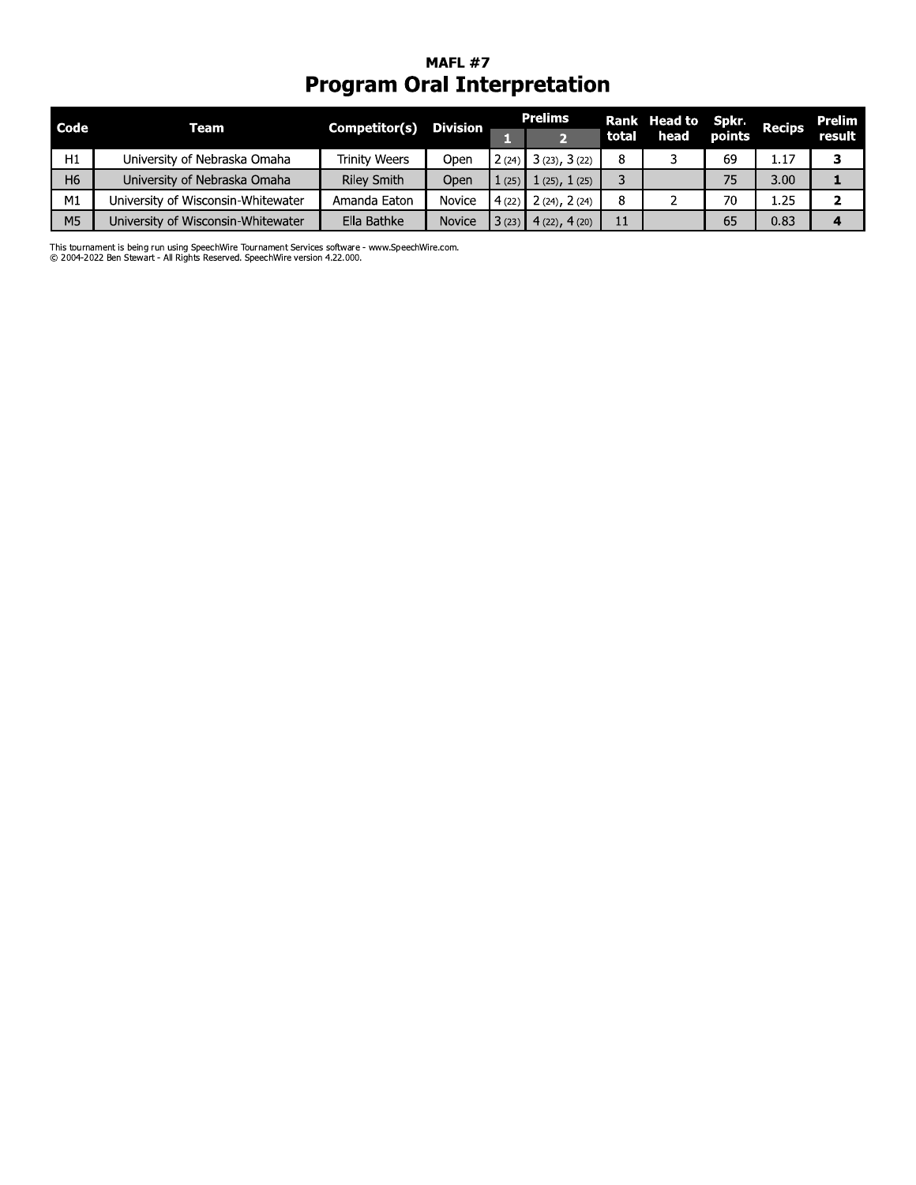## MAFL #7

# Program Oral Interpretation

| Code | Team | Competitor(s) | Division | Prelims | | Rank total | Head to head | Spkr. points | Recips | Prelim result |
|---|---|---|---|---|---|---|---|---|---|---|
| | | | | 1 | 2 | | | | | |
| H1 | University of Nebraska Omaha | Trinity Weers | Open | 2 (24) | 3 (23), 3 (22) | 8 | 3 | 69 | 1.17 | **3** |
| H6 | University of Nebraska Omaha | Riley Smith | Open | 1 (25) | 1 (25), 1 (25) | 3 | | 75 | 3.00 | **1** |
| M1 | University of Wisconsin-Whitewater | Amanda Eaton | Novice | 4 (22) | 2 (24), 2 (24) | 8 | 2 | 70 | 1.25 | **2** |
| M5 | University of Wisconsin-Whitewater | Ella Bathke | Novice | 3 (23) | 4 (22), 4 (20) | 11 | | 65 | 0.83 | **4** |

This tournament is being run using SpeechWire Tournament Services software - www.SpeechWire.com.
© 2004-2022 Ben Stewart - All Rights Reserved. SpeechWire version 4.22.000.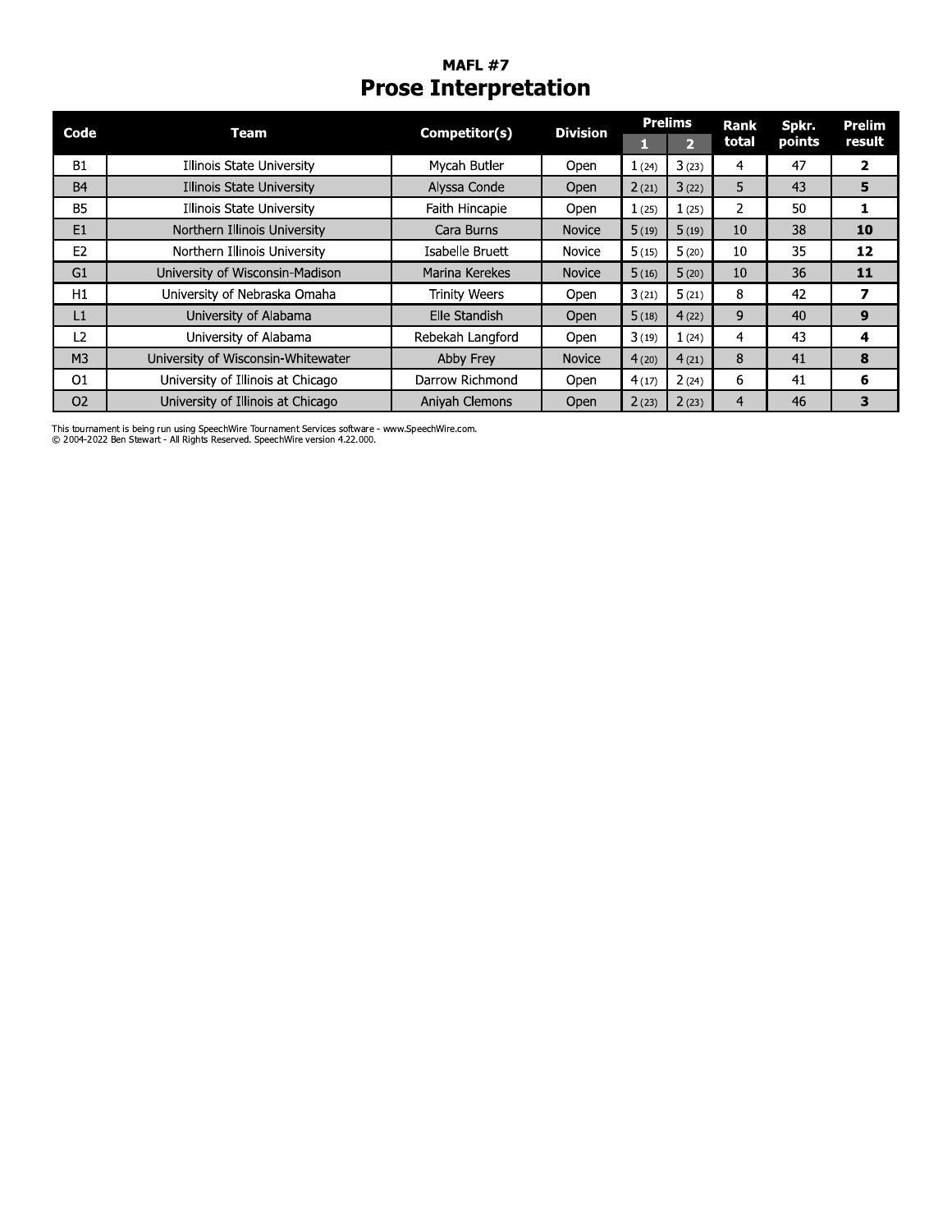**MAFL #7**

# Prose Interpretation

| Code | Team | Competitor(s) | Division | Prelims | | Rank total | Spkr. points | Prelim result |
|---|---|---|---|---|---|---|---|---|
| | | | | 1 | 2 | | | |
| B1 | Illinois State University | Mycah Butler | Open | 1 (24) | 3 (23) | 4 | 47 | **2** |
| B4 | Illinois State University | Alyssa Conde | Open | 2 (21) | 3 (22) | 5 | 43 | **5** |
| B5 | Illinois State University | Faith Hincapie | Open | 1 (25) | 1 (25) | 2 | 50 | **1** |
| E1 | Northern Illinois University | Cara Burns | Novice | 5 (19) | 5 (19) | 10 | 38 | **10** |
| E2 | Northern Illinois University | Isabelle Bruett | Novice | 5 (15) | 5 (20) | 10 | 35 | **12** |
| G1 | University of Wisconsin-Madison | Marina Kerekes | Novice | 5 (16) | 5 (20) | 10 | 36 | **11** |
| H1 | University of Nebraska Omaha | Trinity Weers | Open | 3 (21) | 5 (21) | 8 | 42 | **7** |
| L1 | University of Alabama | Elle Standish | Open | 5 (18) | 4 (22) | 9 | 40 | **9** |
| L2 | University of Alabama | Rebekah Langford | Open | 3 (19) | 1 (24) | 4 | 43 | **4** |
| M3 | University of Wisconsin-Whitewater | Abby Frey | Novice | 4 (20) | 4 (21) | 8 | 41 | **8** |
| O1 | University of Illinois at Chicago | Darrow Richmond | Open | 4 (17) | 2 (24) | 6 | 41 | **6** |
| O2 | University of Illinois at Chicago | Aniyah Clemons | Open | 2 (23) | 2 (23) | 4 | 46 | **3** |

This tournament is being run using SpeechWire Tournament Services software - www.SpeechWire.com.
© 2004-2022 Ben Stewart - All Rights Reserved. SpeechWire version 4.22.000.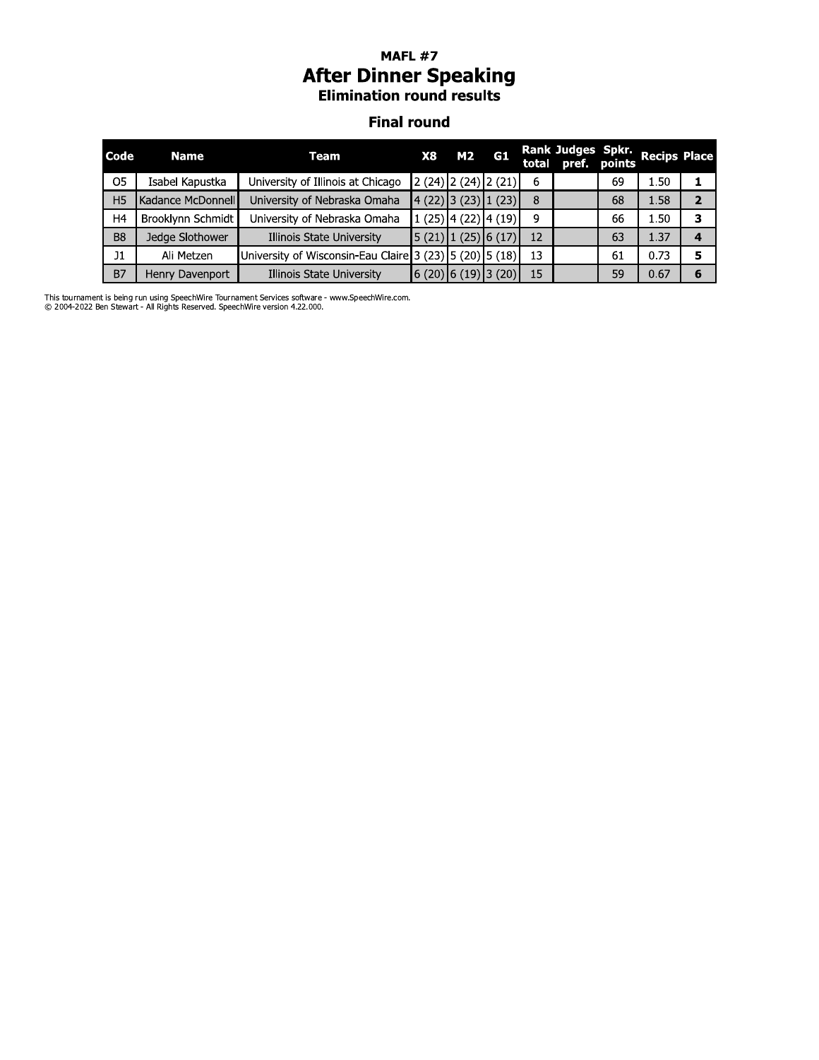# MAFL #7

## After Dinner Speaking

### Elimination round results

### Final round

| Code | Name | Team | X8 | M2 | G1 | Rank total | Judges pref. | Spkr. points | Recips | Place |
|---|---|---|---|---|---|---|---|---|---|---|
| O5 | Isabel Kapustka | University of Illinois at Chicago | 2 (24) | 2 (24) | 2 (21) | 6 | | 69 | 1.50 | **1** |
| H5 | Kadance McDonnell | University of Nebraska Omaha | 4 (22) | 3 (23) | 1 (23) | 8 | | 68 | 1.58 | **2** |
| H4 | Brooklynn Schmidt | University of Nebraska Omaha | 1 (25) | 4 (22) | 4 (19) | 9 | | 66 | 1.50 | **3** |
| B8 | Jedge Slothower | Illinois State University | 5 (21) | 1 (25) | 6 (17) | 12 | | 63 | 1.37 | **4** |
| J1 | Ali Metzen | University of Wisconsin-Eau Claire | 3 (23) | 5 (20) | 5 (18) | 13 | | 61 | 0.73 | **5** |
| B7 | Henry Davenport | Illinois State University | 6 (20) | 6 (19) | 3 (20) | 15 | | 59 | 0.67 | **6** |

This tournament is being run using SpeechWire Tournament Services software - www.SpeechWire.com.
© 2004-2022 Ben Stewart - All Rights Reserved. SpeechWire version 4.22.000.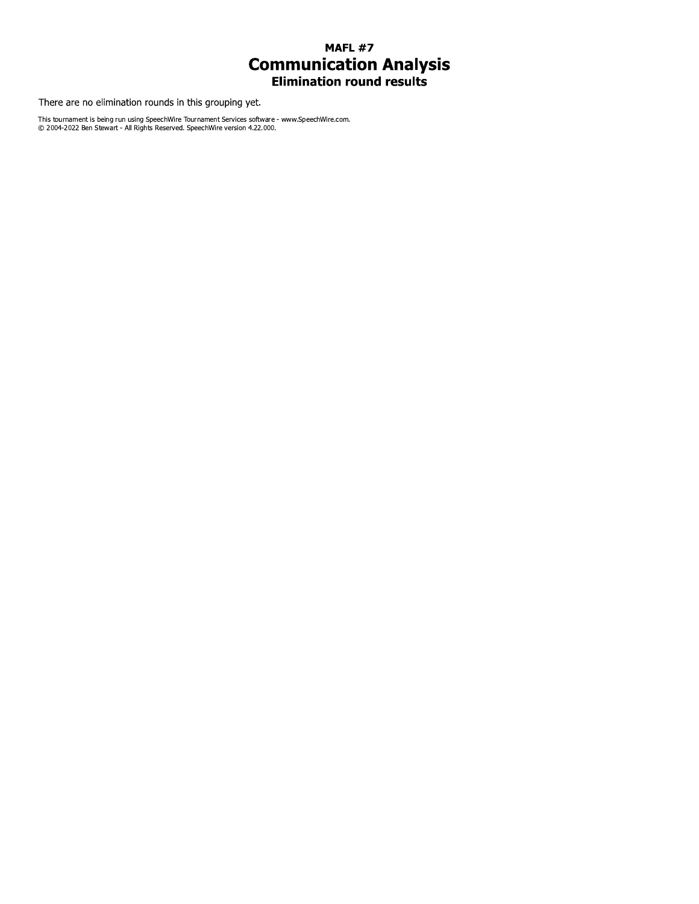# MAFL #7

## Communication Analysis

### Elimination round results

There are no elimination rounds in this grouping yet.

This tournament is being run using SpeechWire Tournament Services software - www.SpeechWire.com.
© 2004-2022 Ben Stewart - All Rights Reserved. SpeechWire version 4.22.000.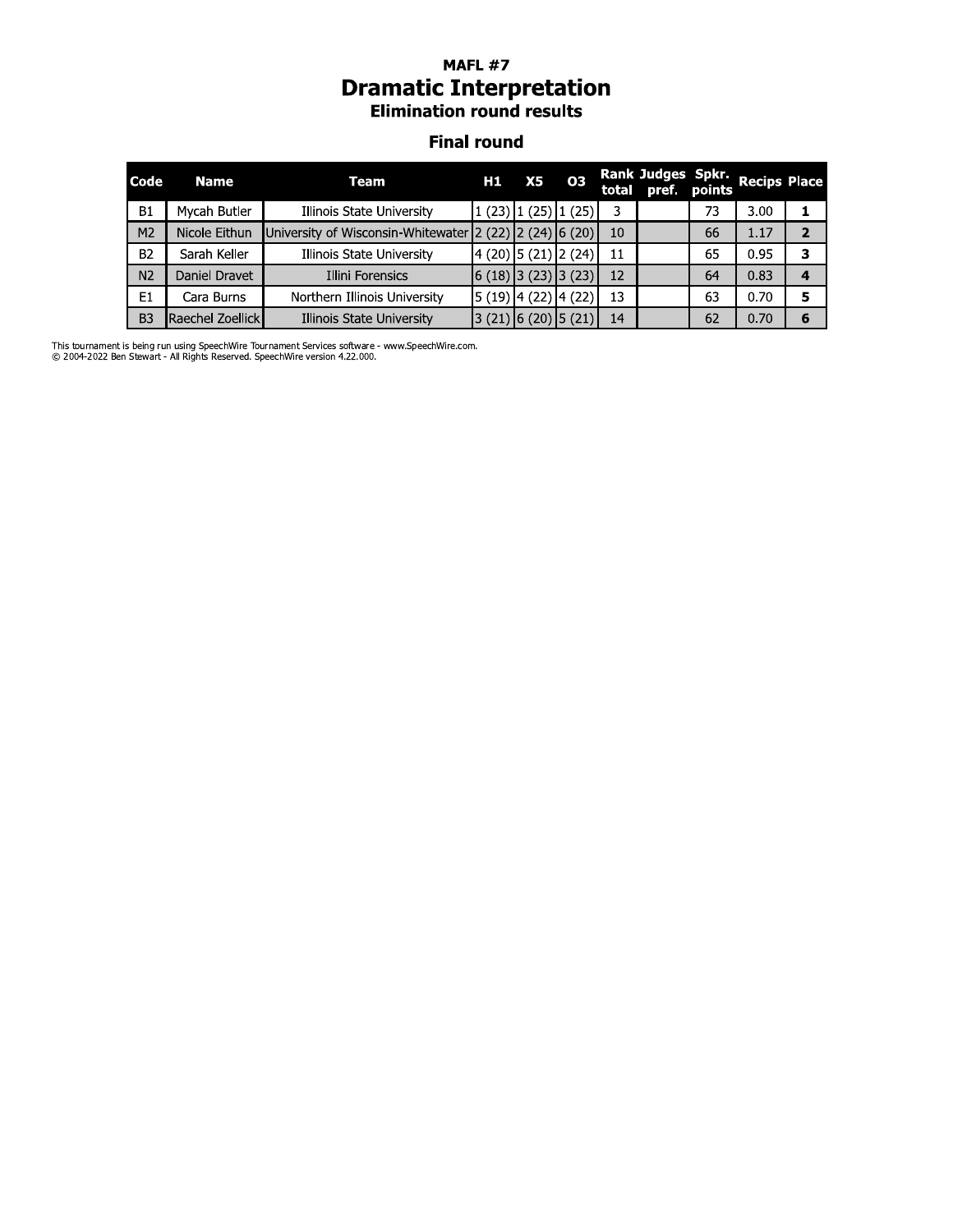# MAFL #7

## Dramatic Interpretation

### Elimination round results

### Final round

| Code | Name | Team | H1 | X5 | O3 | Rank total | Judges pref. | Spkr. points | Recips | Place |
|---|---|---|---|---|---|---|---|---|---|---|
| B1 | Mycah Butler | Illinois State University | 1 (23) | 1 (25) | 1 (25) | 3 | | 73 | 3.00 | **1** |
| M2 | Nicole Eithun | University of Wisconsin-Whitewater | 2 (22) | 2 (24) | 6 (20) | 10 | | 66 | 1.17 | **2** |
| B2 | Sarah Keller | Illinois State University | 4 (20) | 5 (21) | 2 (24) | 11 | | 65 | 0.95 | **3** |
| N2 | Daniel Dravet | Illini Forensics | 6 (18) | 3 (23) | 3 (23) | 12 | | 64 | 0.83 | **4** |
| E1 | Cara Burns | Northern Illinois University | 5 (19) | 4 (22) | 4 (22) | 13 | | 63 | 0.70 | **5** |
| B3 | Raechel Zoellick | Illinois State University | 3 (21) | 6 (20) | 5 (21) | 14 | | 62 | 0.70 | **6** |

This tournament is being run using SpeechWire Tournament Services software - www.SpeechWire.com.
© 2004-2022 Ben Stewart - All Rights Reserved. SpeechWire version 4.22.000.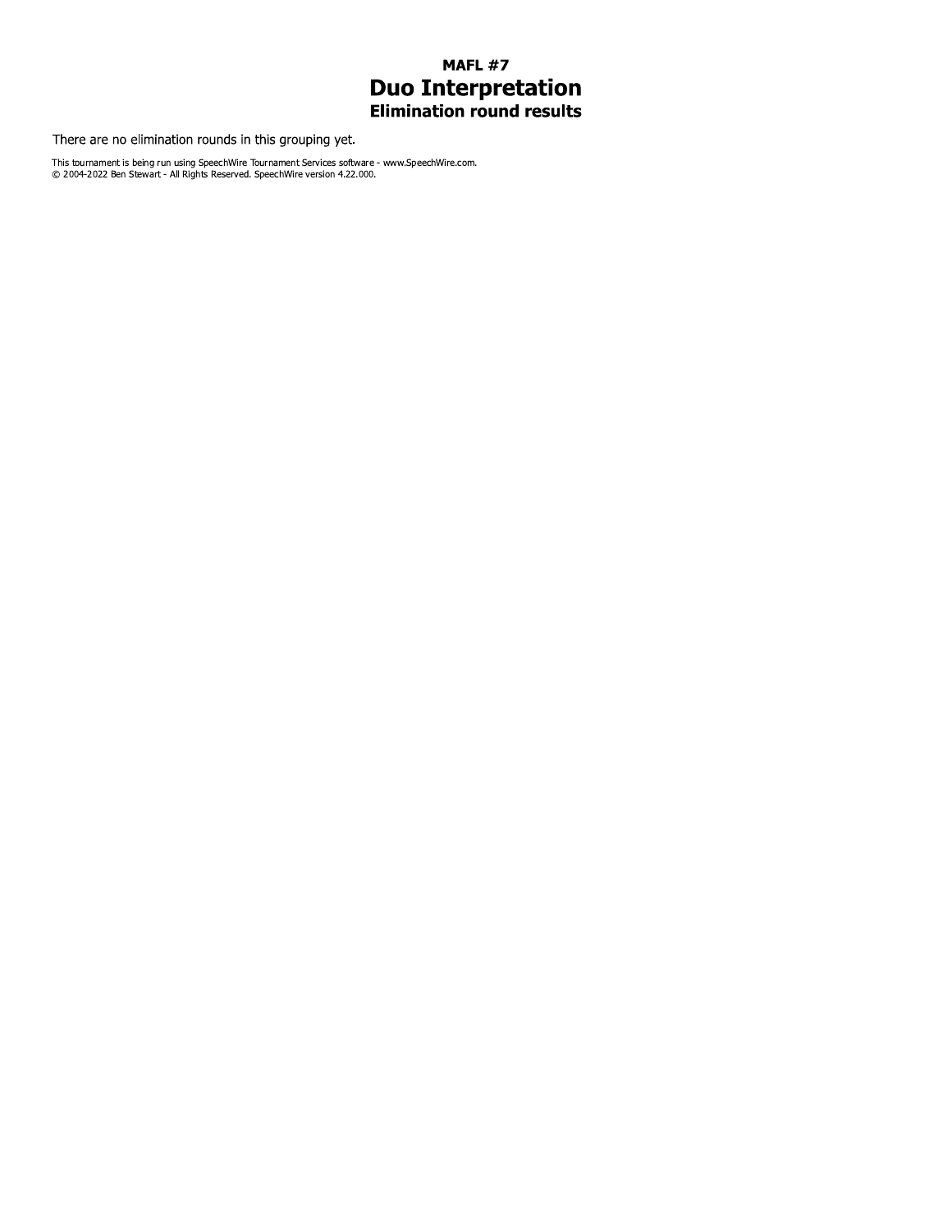# MAFL #7
## Duo Interpretation
### Elimination round results

There are no elimination rounds in this grouping yet.

This tournament is being run using SpeechWire Tournament Services software - www.SpeechWire.com.
© 2004-2022 Ben Stewart - All Rights Reserved. SpeechWire version 4.22.000.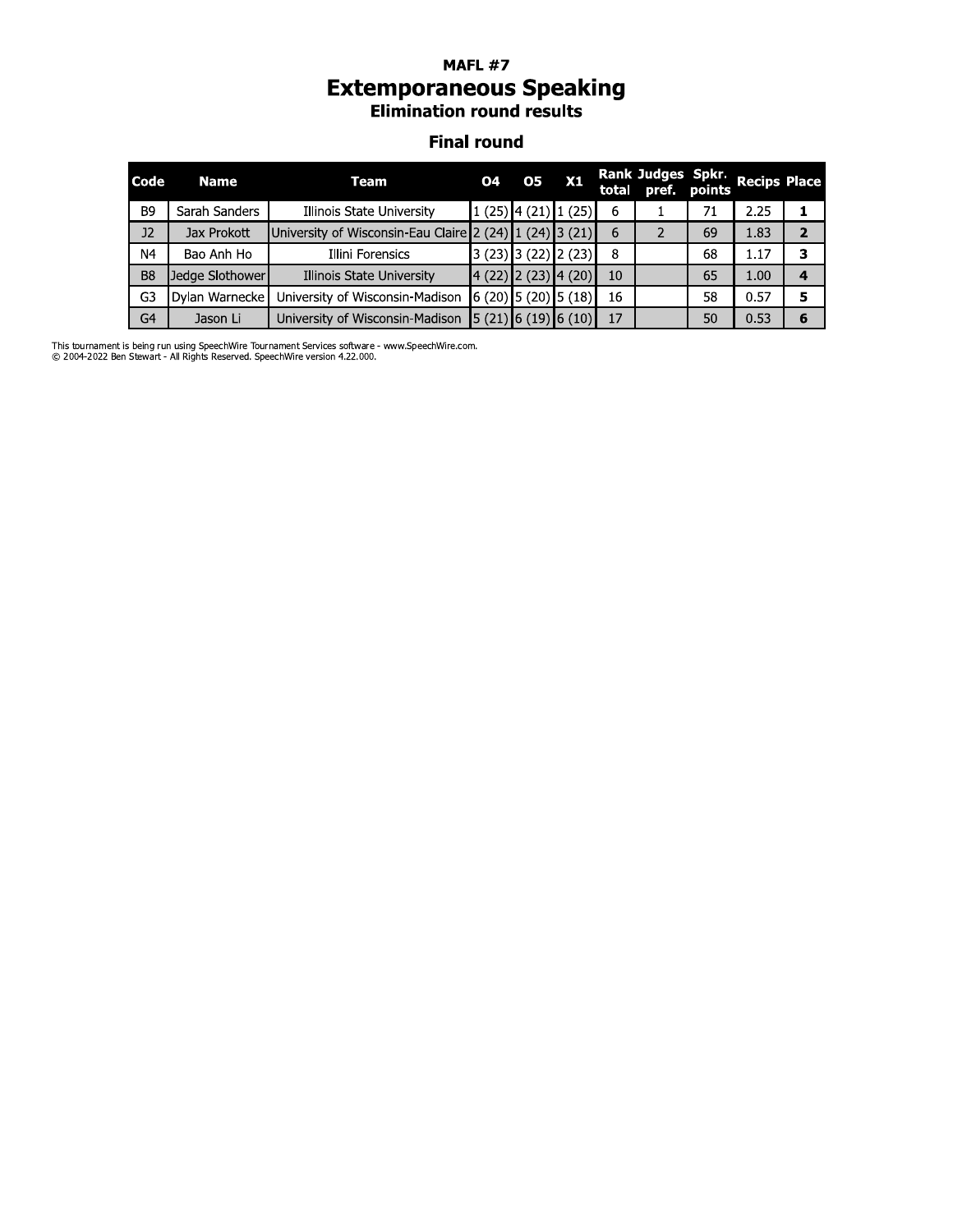**MAFL #7**

# Extemporaneous Speaking

### Elimination round results

### Final round

| Code | Name | Team | O4 | O5 | X1 | Rank total | Judges pref. | Spkr. points | Recips | Place |
|---|---|---|---|---|---|---|---|---|---|---|
| B9 | Sarah Sanders | Illinois State University | 1 (25) | 4 (21) | 1 (25) | 6 | 1 | 71 | 2.25 | **1** |
| J2 | Jax Prokott | University of Wisconsin-Eau Claire | 2 (24) | 1 (24) | 3 (21) | 6 | 2 | 69 | 1.83 | **2** |
| N4 | Bao Anh Ho | Illini Forensics | 3 (23) | 3 (22) | 2 (23) | 8 | | 68 | 1.17 | **3** |
| B8 | Jedge Slothower | Illinois State University | 4 (22) | 2 (23) | 4 (20) | 10 | | 65 | 1.00 | **4** |
| G3 | Dylan Warnecke | University of Wisconsin-Madison | 6 (20) | 5 (20) | 5 (18) | 16 | | 58 | 0.57 | **5** |
| G4 | Jason Li | University of Wisconsin-Madison | 5 (21) | 6 (19) | 6 (10) | 17 | | 50 | 0.53 | **6** |

This tournament is being run using SpeechWire Tournament Services software - www.SpeechWire.com.
© 2004-2022 Ben Stewart - All Rights Reserved. SpeechWire version 4.22.000.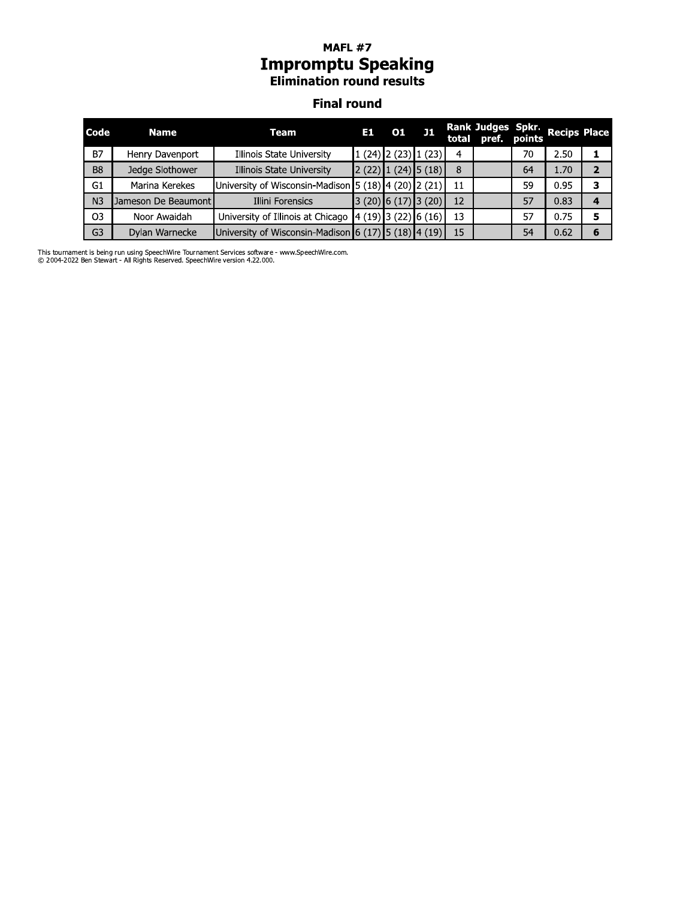**MAFL #7**

# Impromptu Speaking

## Elimination round results

### Final round

| Code | Name | Team | E1 | O1 | J1 | Rank total | Judges pref. | Spkr. points | Recips | Place |
|---|---|---|---|---|---|---|---|---|---|---|
| B7 | Henry Davenport | Illinois State University | 1 (24) | 2 (23) | 1 (23) | 4 | | 70 | 2.50 | **1** |
| B8 | Jedge Slothower | Illinois State University | 2 (22) | 1 (24) | 5 (18) | 8 | | 64 | 1.70 | **2** |
| G1 | Marina Kerekes | University of Wisconsin-Madison | 5 (18) | 4 (20) | 2 (21) | 11 | | 59 | 0.95 | **3** |
| N3 | Jameson De Beaumont | Illini Forensics | 3 (20) | 6 (17) | 3 (20) | 12 | | 57 | 0.83 | **4** |
| O3 | Noor Awaidah | University of Illinois at Chicago | 4 (19) | 3 (22) | 6 (16) | 13 | | 57 | 0.75 | **5** |
| G3 | Dylan Warnecke | University of Wisconsin-Madison | 6 (17) | 5 (18) | 4 (19) | 15 | | 54 | 0.62 | **6** |

This tournament is being run using SpeechWire Tournament Services software - www.SpeechWire.com.
© 2004-2022 Ben Stewart - All Rights Reserved. SpeechWire version 4.22.000.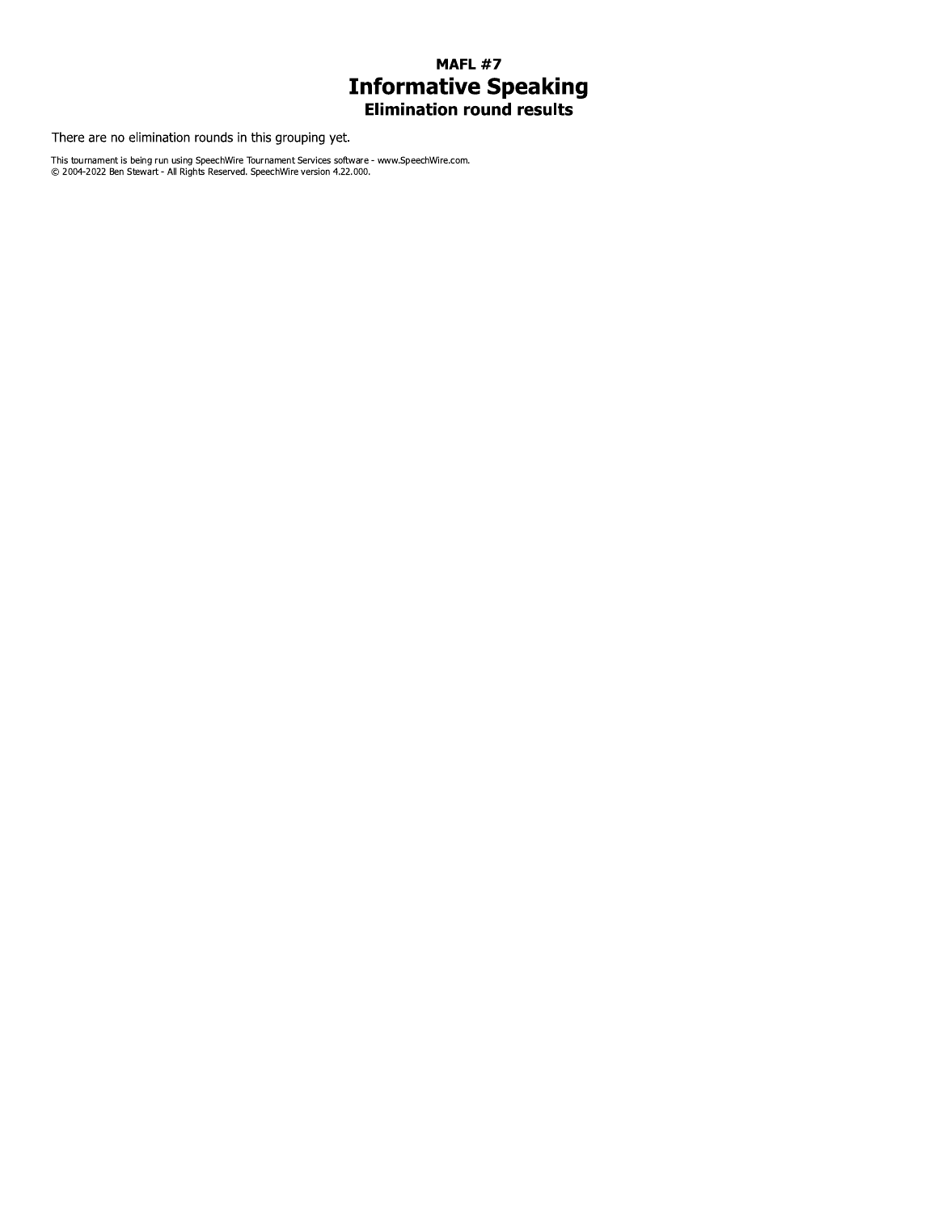# MAFL #7
## Informative Speaking
### Elimination round results

There are no elimination rounds in this grouping yet.

This tournament is being run using SpeechWire Tournament Services software - www.SpeechWire.com.
© 2004-2022 Ben Stewart - All Rights Reserved. SpeechWire version 4.22.000.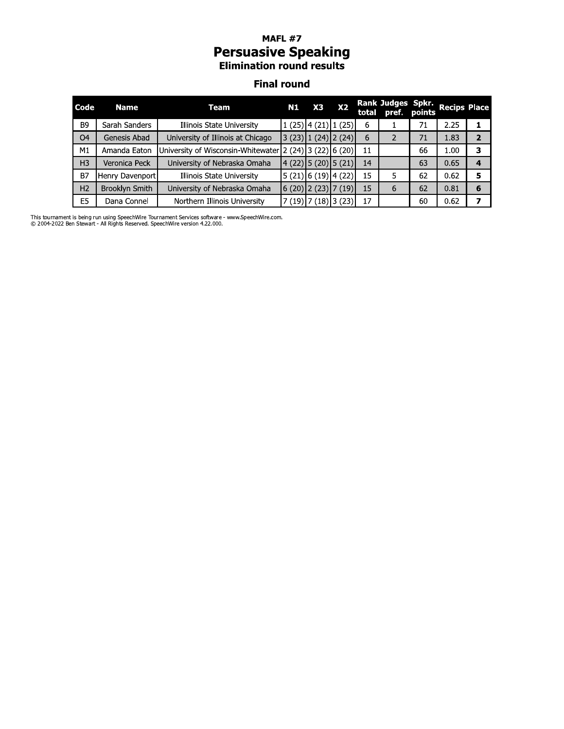# MAFL #7

## Persuasive Speaking

### Elimination round results

#### Final round

| Code | Name | Team | N1 | X3 | X2 | Rank total | Judges pref. | Spkr. points | Recips | Place |
|---|---|---|---|---|---|---|---|---|---|---|
| B9 | Sarah Sanders | Illinois State University | 1 (25) | 4 (21) | 1 (25) | 6 | 1 | 71 | 2.25 | **1** |
| O4 | Genesis Abad | University of Illinois at Chicago | 3 (23) | 1 (24) | 2 (24) | 6 | 2 | 71 | 1.83 | **2** |
| M1 | Amanda Eaton | University of Wisconsin-Whitewater | 2 (24) | 3 (22) | 6 (20) | 11 | | 66 | 1.00 | **3** |
| H3 | Veronica Peck | University of Nebraska Omaha | 4 (22) | 5 (20) | 5 (21) | 14 | | 63 | 0.65 | **4** |
| B7 | Henry Davenport | Illinois State University | 5 (21) | 6 (19) | 4 (22) | 15 | 5 | 62 | 0.62 | **5** |
| H2 | Brooklyn Smith | University of Nebraska Omaha | 6 (20) | 2 (23) | 7 (19) | 15 | 6 | 62 | 0.81 | **6** |
| E5 | Dana Connel | Northern Illinois University | 7 (19) | 7 (18) | 3 (23) | 17 | | 60 | 0.62 | **7** |

This tournament is being run using SpeechWire Tournament Services software - www.SpeechWire.com.
© 2004-2022 Ben Stewart - All Rights Reserved. SpeechWire version 4.22.000.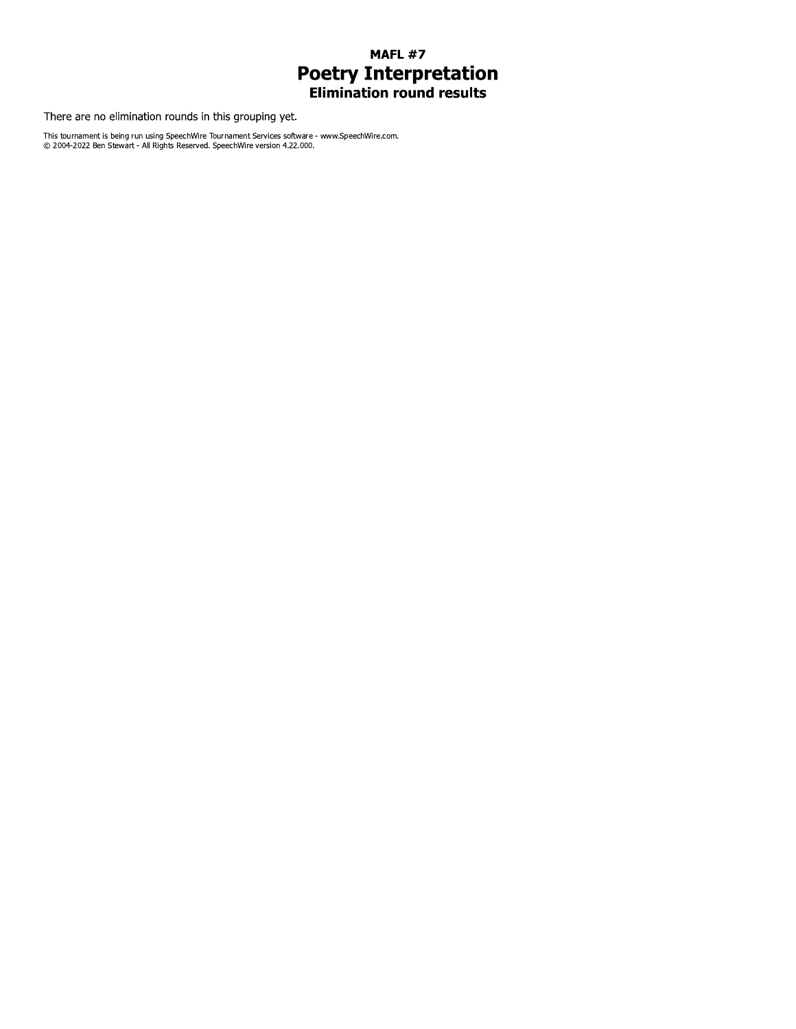**MAFL #7**

# Poetry Interpretation

### Elimination round results

There are no elimination rounds in this grouping yet.

This tournament is being run using SpeechWire Tournament Services software - www.SpeechWire.com.
© 2004-2022 Ben Stewart - All Rights Reserved. SpeechWire version 4.22.000.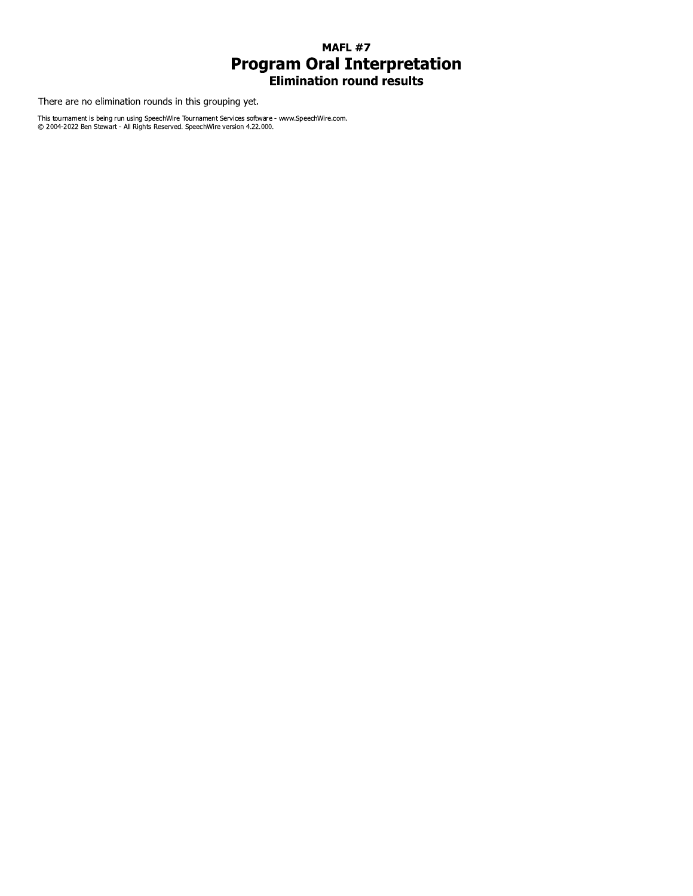# MAFL #7

## Program Oral Interpretation

### Elimination round results

There are no elimination rounds in this grouping yet.

This tournament is being run using SpeechWire Tournament Services software - www.SpeechWire.com.
© 2004-2022 Ben Stewart - All Rights Reserved. SpeechWire version 4.22.000.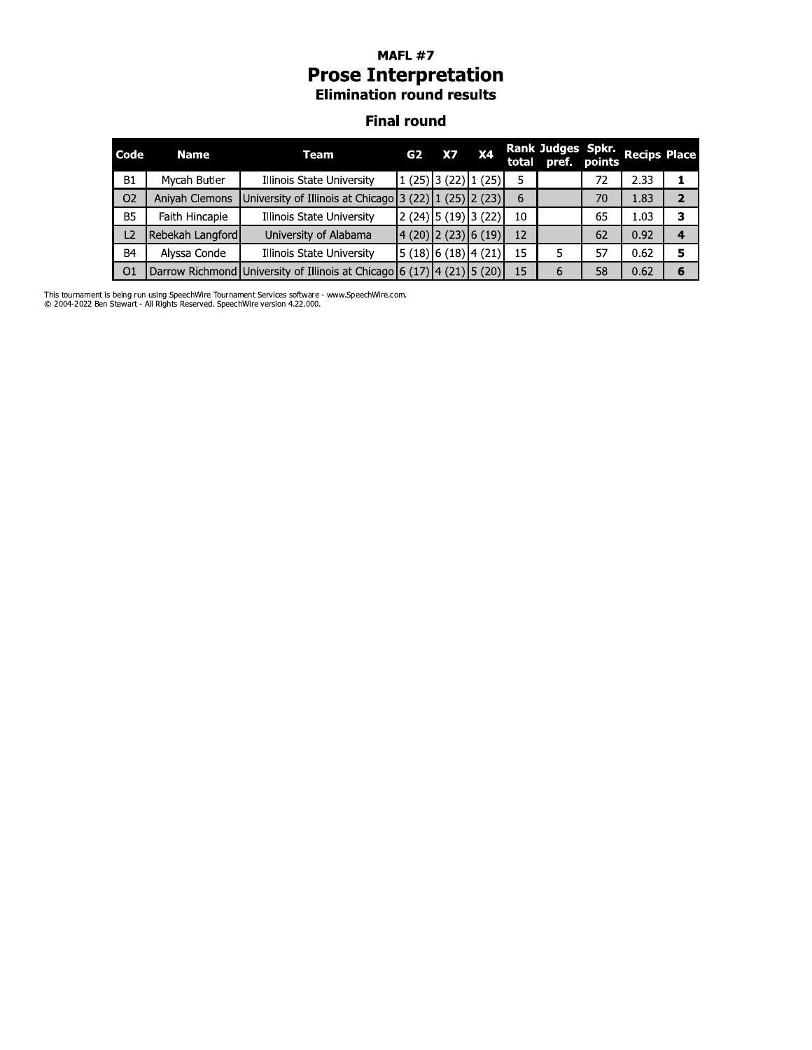MAFL #7

# Prose Interpretation

### Elimination round results

### Final round

| Code | Name | Team | G2 | X7 | X4 | Rank total | Judges pref. | Spkr. points | Recips | Place |
|---|---|---|---|---|---|---|---|---|---|---|
| B1 | Mycah Butler | Illinois State University | 1 (25) | 3 (22) | 1 (25) | 5 | | 72 | 2.33 | **1** |
| O2 | Aniyah Clemons | University of Illinois at Chicago | 3 (22) | 1 (25) | 2 (23) | 6 | | 70 | 1.83 | **2** |
| B5 | Faith Hincapie | Illinois State University | 2 (24) | 5 (19) | 3 (22) | 10 | | 65 | 1.03 | **3** |
| L2 | Rebekah Langford | University of Alabama | 4 (20) | 2 (23) | 6 (19) | 12 | | 62 | 0.92 | **4** |
| B4 | Alyssa Conde | Illinois State University | 5 (18) | 6 (18) | 4 (21) | 15 | 5 | 57 | 0.62 | **5** |
| O1 | Darrow Richmond | University of Illinois at Chicago | 6 (17) | 4 (21) | 5 (20) | 15 | 6 | 58 | 0.62 | **6** |

This tournament is being run using SpeechWire Tournament Services software - www.SpeechWire.com.
© 2004-2022 Ben Stewart - All Rights Reserved. SpeechWire version 4.22.000.